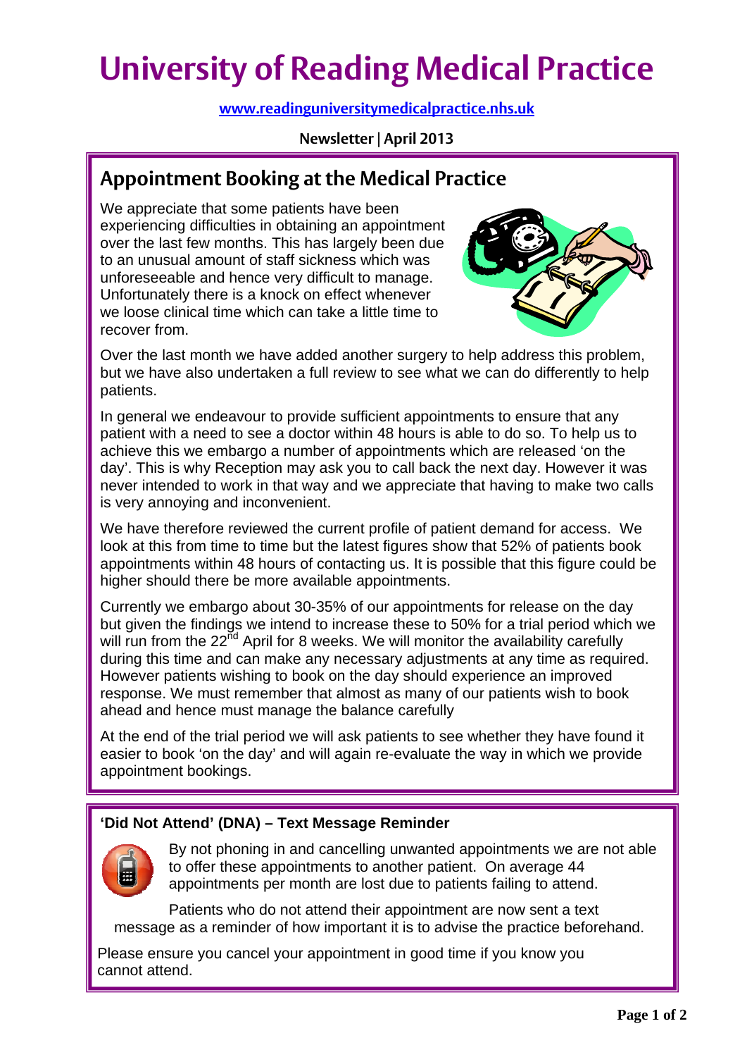# University of Reading Medical Practice

**www.readinguniversitymedicalpractice.nhs.uk**

**Newsletter | April 2013**

## Appointment Booking at the Medical Practice

We appreciate that some patients have been experiencing difficulties in obtaining an appointment over the last few months. This has largely been due to an unusual amount of staff sickness which was unforeseeable and hence very difficult to manage. Unfortunately there is a knock on effect whenever we loose clinical time which can take a little time to recover from.

Over the last month we have added another surgery to help address this problem, but we have also undertaken a full review to see what we can do differently to help patients.

In general we endeavour to provide sufficient appointments to ensure that any patient with a need to see a doctor within 48 hours is able to do so. To help us to achieve this we embargo a number of appointments which are released 'on the day'. This is why Reception may ask you to call back the next day. However it was never intended to work in that way and we appreciate that having to make two calls is very annoying and inconvenient.

We have therefore reviewed the current profile of patient demand for access. We look at this from time to time but the latest figures show that 52% of patients book appointments within 48 hours of contacting us. It is possible that this figure could be higher should there be more available appointments.

Currently we embargo about 30-35% of our appointments for release on the day but given the findings we intend to increase these to 50% for a trial period which we will run from the 22nd April for 8 weeks. We will monitor the availability carefully during this time and can make any necessary adjustments at any time as required. However patients wishing to book on the day should experience an improved response. We must remember that almost as many of our patients wish to book ahead and hence must manage the balance carefully

At the end of the trial period we will ask patients to see whether they have found it easier to book 'on the day' and will again re-evaluate the way in which we provide appointment bookings.

### 'Did Not Attend' (DNA) – Text Message Reminder

By not phoning in and cancelling unwanted appointments we are not able to offer these appointments to another patient. On average 44 appointments per month are lost due to patients failing to attend.

Patients who do not attend their appointment are now sent a text message as a reminder of how important it is to advise the practice beforehand.

Please ensure you cancel your appointment in good time if you know you cannot attend.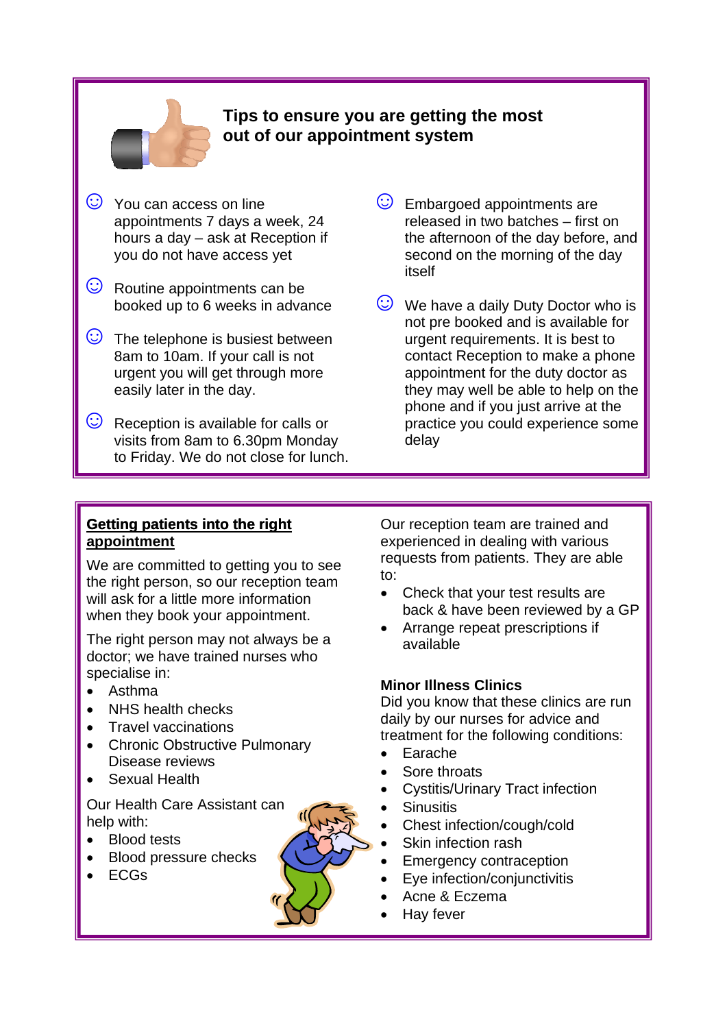## Tips to ensure you are getting the most out of our appointment system

- You can access on line appointments 7 days a week, 24 hours a day – ask at Reception if you do not have access yet
- Routine appointments can be booked up to 6 weeks in advance
- The telephone is busiest between 8am to 10am. If your call is not urgent you will get through more easily later in the day.
- Reception is available for calls or visits from 8am to 6.30pm Monday to Friday. We do not close for lunch.
- Embargoed appointments are released in two batches – first on the afternoon of the day before, and second on the morning of the day itself
- We have a daily Duty Doctor who is not pre booked and is available for urgent requirements. It is best to contact Reception to make a phone appointment for the duty doctor as they may well be able to help on the phone and if you just arrive at the practice you could experience some delay

**Getting patients into the right appointment**

We are committed to getting you to see the right person, so our reception team will ask for a little more information when they book your appointment.

The right person may not always be a doctor; we have trained nurses who specialise in:

- Asthma
- NHS health checks
- Travel vaccinations
- Chronic Obstructive Pulmonary Disease reviews
- Sexual Health

Our Health Care Assistant can help with:

- Blood tests
- Blood pressure checks
- ECGs

Our reception team are trained and experienced in dealing with various requests from patients. They are able to:

- Check that your test results are back & have been reviewed by a GP
- Arrange repeat prescriptions if available

**Minor Illness Clinics**

Did you know that these clinics are run daily by our nurses for advice and treatment for the following conditions:

- Earache
- Sore throats
- Cystitis/Urinary Tract infection
- Sinusitis
- Chest infection/cough/cold
- Skin infection rash
- Emergency contraception
- Eye infection/conjunctivitis
- Acne & Eczema
- Hay fever